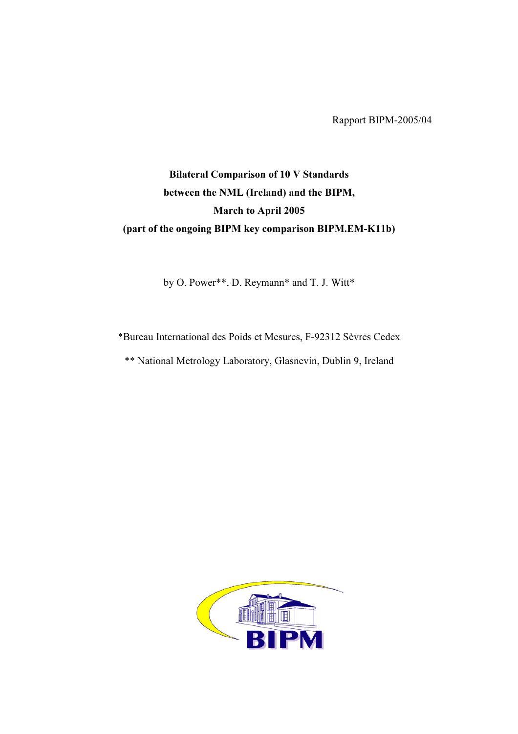Rapport BIPM-2005/04

**Bilateral Comparison of 10 V Standards**
**between the NML (Ireland) and the BIPM,**
**March to April 2005**
**(part of the ongoing BIPM key comparison BIPM.EM-K11b)**

by O. Power**, D. Reymann* and T. J. Witt*

*Bureau International des Poids et Mesures, F-92312 Sèvres Cedex

** National Metrology Laboratory, Glasnevin, Dublin 9, Ireland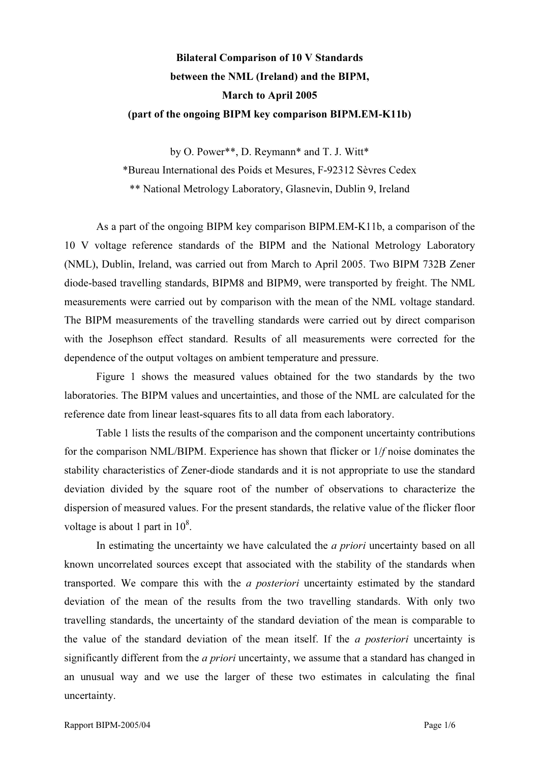**Bilateral Comparison of 10 V Standards**
**between the NML (Ireland) and the BIPM,**
**March to April 2005**
**(part of the ongoing BIPM key comparison BIPM.EM-K11b)**

by O. Power**, D. Reymann* and T. J. Witt*

*Bureau International des Poids et Mesures, F-92312 Sèvres Cedex

** National Metrology Laboratory, Glasnevin, Dublin 9, Ireland

As a part of the ongoing BIPM key comparison BIPM.EM-K11b, a comparison of the 10 V voltage reference standards of the BIPM and the National Metrology Laboratory (NML), Dublin, Ireland, was carried out from March to April 2005. Two BIPM 732B Zener diode-based travelling standards, BIPM8 and BIPM9, were transported by freight. The NML measurements were carried out by comparison with the mean of the NML voltage standard. The BIPM measurements of the travelling standards were carried out by direct comparison with the Josephson effect standard. Results of all measurements were corrected for the dependence of the output voltages on ambient temperature and pressure.

Figure 1 shows the measured values obtained for the two standards by the two laboratories. The BIPM values and uncertainties, and those of the NML are calculated for the reference date from linear least-squares fits to all data from each laboratory.

Table 1 lists the results of the comparison and the component uncertainty contributions for the comparison NML/BIPM. Experience has shown that flicker or 1/*f* noise dominates the stability characteristics of Zener-diode standards and it is not appropriate to use the standard deviation divided by the square root of the number of observations to characterize the dispersion of measured values. For the present standards, the relative value of the flicker floor voltage is about 1 part in $10^8$.

In estimating the uncertainty we have calculated the *a priori* uncertainty based on all known uncorrelated sources except that associated with the stability of the standards when transported. We compare this with the *a posteriori* uncertainty estimated by the standard deviation of the mean of the results from the two travelling standards. With only two travelling standards, the uncertainty of the standard deviation of the mean is comparable to the value of the standard deviation of the mean itself. If the *a posteriori* uncertainty is significantly different from the *a priori* uncertainty, we assume that a standard has changed in an unusual way and we use the larger of these two estimates in calculating the final uncertainty.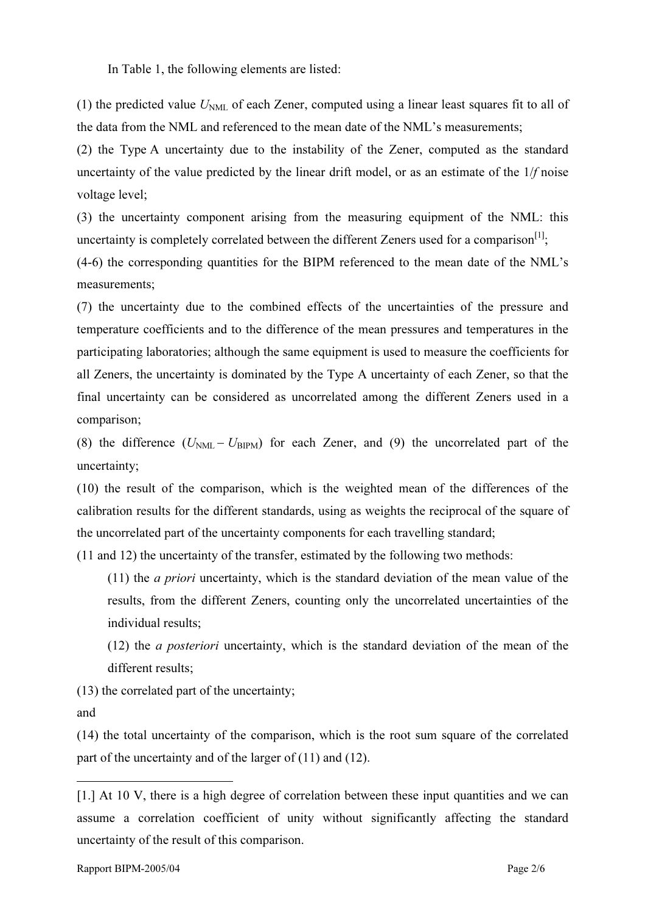In Table 1, the following elements are listed:

(1) the predicted value $U_{\mathrm{NML}}$ of each Zener, computed using a linear least squares fit to all of the data from the NML and referenced to the mean date of the NML's measurements;

(2) the Type A uncertainty due to the instability of the Zener, computed as the standard uncertainty of the value predicted by the linear drift model, or as an estimate of the $1/f$ noise voltage level;

(3) the uncertainty component arising from the measuring equipment of the NML: this uncertainty is completely correlated between the different Zeners used for a comparison[1];

(4-6) the corresponding quantities for the BIPM referenced to the mean date of the NML's measurements;

(7) the uncertainty due to the combined effects of the uncertainties of the pressure and temperature coefficients and to the difference of the mean pressures and temperatures in the participating laboratories; although the same equipment is used to measure the coefficients for all Zeners, the uncertainty is dominated by the Type A uncertainty of each Zener, so that the final uncertainty can be considered as uncorrelated among the different Zeners used in a comparison;

(8) the difference ($U_{\mathrm{NML}} - U_{\mathrm{BIPM}}$) for each Zener, and (9) the uncorrelated part of the uncertainty;

(10) the result of the comparison, which is the weighted mean of the differences of the calibration results for the different standards, using as weights the reciprocal of the square of the uncorrelated part of the uncertainty components for each travelling standard;

(11 and 12) the uncertainty of the transfer, estimated by the following two methods:

(11) the *a priori* uncertainty, which is the standard deviation of the mean value of the results, from the different Zeners, counting only the uncorrelated uncertainties of the individual results;

(12) the *a posteriori* uncertainty, which is the standard deviation of the mean of the different results;

(13) the correlated part of the uncertainty;

and

(14) the total uncertainty of the comparison, which is the root sum square of the correlated part of the uncertainty and of the larger of (11) and (12).

---

[1.] At 10 V, there is a high degree of correlation between these input quantities and we can assume a correlation coefficient of unity without significantly affecting the standard uncertainty of the result of this comparison.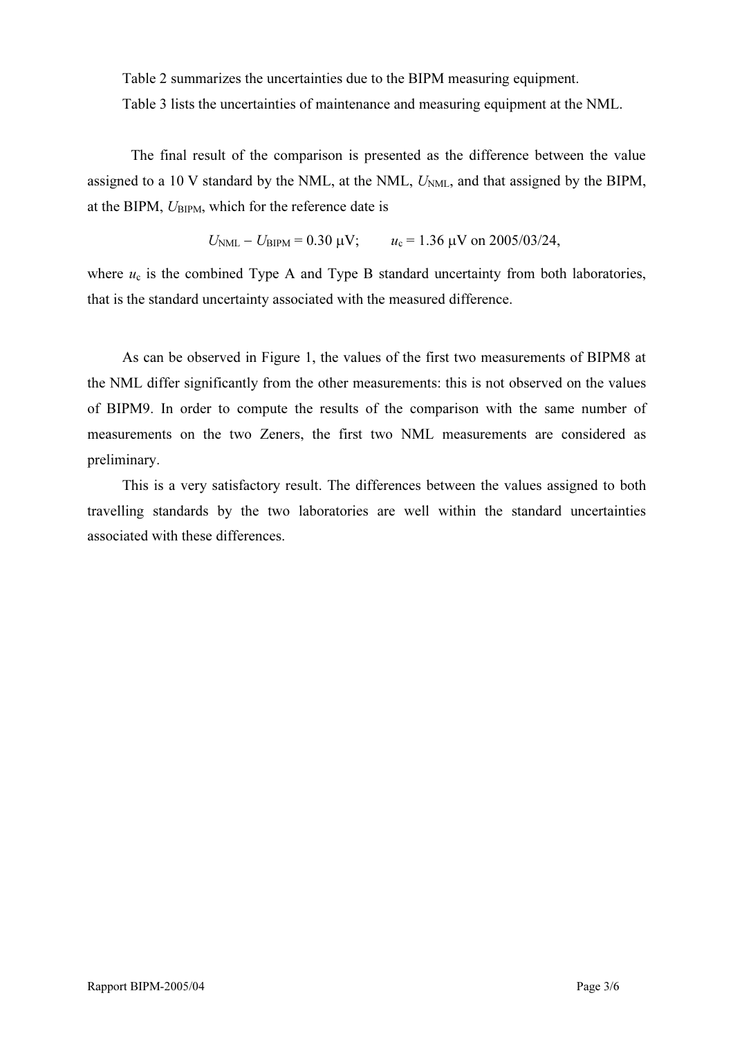Table 2 summarizes the uncertainties due to the BIPM measuring equipment.

Table 3 lists the uncertainties of maintenance and measuring equipment at the NML.

The final result of the comparison is presented as the difference between the value assigned to a 10 V standard by the NML, at the NML, $U_{\mathrm{NML}}$, and that assigned by the BIPM, at the BIPM, $U_{\mathrm{BIPM}}$, which for the reference date is

$$U_{\mathrm{NML}} - U_{\mathrm{BIPM}} = 0.30\ \mu\mathrm{V}; \qquad u_{\mathrm{c}} = 1.36\ \mu\mathrm{V}\ \text{on}\ 2005/03/24,$$

where $u_{\mathrm{c}}$ is the combined Type A and Type B standard uncertainty from both laboratories, that is the standard uncertainty associated with the measured difference.

As can be observed in Figure 1, the values of the first two measurements of BIPM8 at the NML differ significantly from the other measurements: this is not observed on the values of BIPM9. In order to compute the results of the comparison with the same number of measurements on the two Zeners, the first two NML measurements are considered as preliminary.

This is a very satisfactory result. The differences between the values assigned to both travelling standards by the two laboratories are well within the standard uncertainties associated with these differences.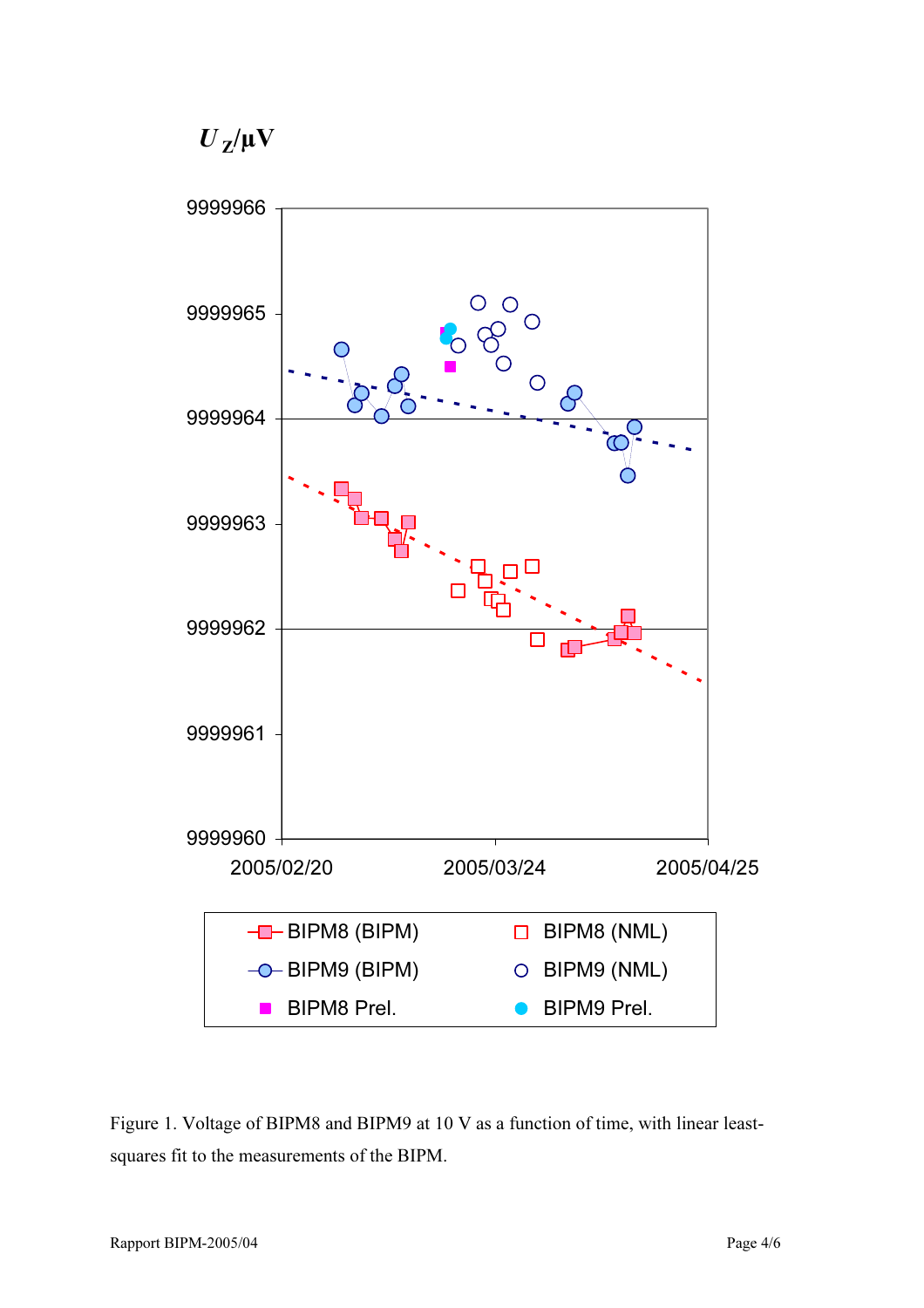Figure 1. Voltage of BIPM8 and BIPM9 at 10 V as a function of time, with linear least-squares fit to the measurements of the BIPM.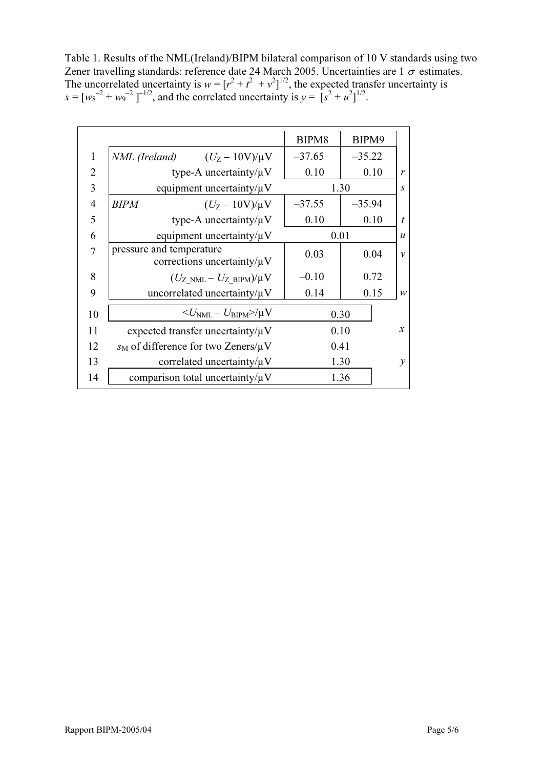Table 1. Results of the NML(Ireland)/BIPM bilateral comparison of 10 V standards using two Zener travelling standards: reference date 24 March 2005. Uncertainties are 1 $\sigma$ estimates. The uncorrelated uncertainty is $w = [r^2 + t^2 + v^2]^{1/2}$, the expected transfer uncertainty is $x = [w_8^{-2} + w_9^{-2}]^{-1/2}$, and the correlated uncertainty is $y = [s^2 + u^2]^{1/2}$.

| | | BIPM8 | BIPM9 | |
|---|---|---|---|---|
| 1 | *NML (Ireland)* $(U_Z - 10\text{V})/\mu\text{V}$ | –37.65 | –35.22 | |
| 2 | type-A uncertainty/μV | 0.10 | 0.10 | *r* |
| 3 | equipment uncertainty/μV | 1.30 | | *s* |
| 4 | *BIPM* $(U_Z - 10\text{V})/\mu\text{V}$ | –37.55 | –35.94 | |
| 5 | type-A uncertainty/μV | 0.10 | 0.10 | *t* |
| 6 | equipment uncertainty/μV | 0.01 | | *u* |
| 7 | pressure and temperature corrections uncertainty/μV | 0.03 | 0.04 | *v* |
| 8 | $(U_{Z\_NML} - U_{Z\_BIPM})/\mu\text{V}$ | –0.10 | 0.72 | |
| 9 | uncorrelated uncertainty/μV | 0.14 | 0.15 | *w* |
| 10 | $<U_{NML} - U_{BIPM}>/\mu\text{V}$ | 0.30 | | |
| 11 | expected transfer uncertainty/μV | 0.10 | | *x* |
| 12 | $s_M$ of difference for two Zeners/μV | 0.41 | | |
| 13 | correlated uncertainty/μV | 1.30 | | *y* |
| 14 | comparison total uncertainty/μV | 1.36 | | |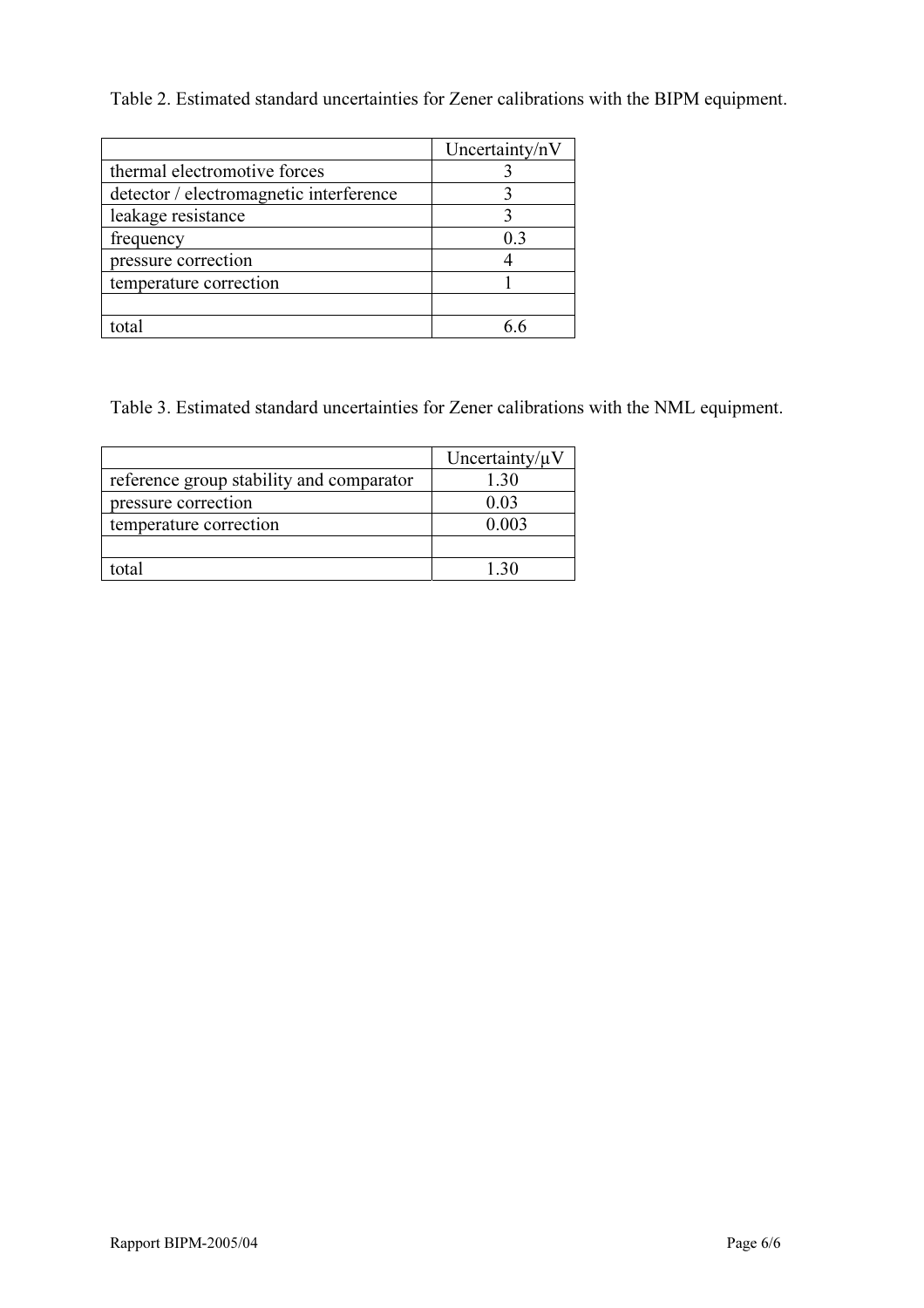Table 2. Estimated standard uncertainties for Zener calibrations with the BIPM equipment.

| | Uncertainty/nV |
|---|---|
| thermal electromotive forces | 3 |
| detector / electromagnetic interference | 3 |
| leakage resistance | 3 |
| frequency | 0.3 |
| pressure correction | 4 |
| temperature correction | 1 |
| | |
| total | 6.6 |

Table 3. Estimated standard uncertainties for Zener calibrations with the NML equipment.

| | Uncertainty/µV |
|---|---|
| reference group stability and comparator | 1.30 |
| pressure correction | 0.03 |
| temperature correction | 0.003 |
| | |
| total | 1.30 |